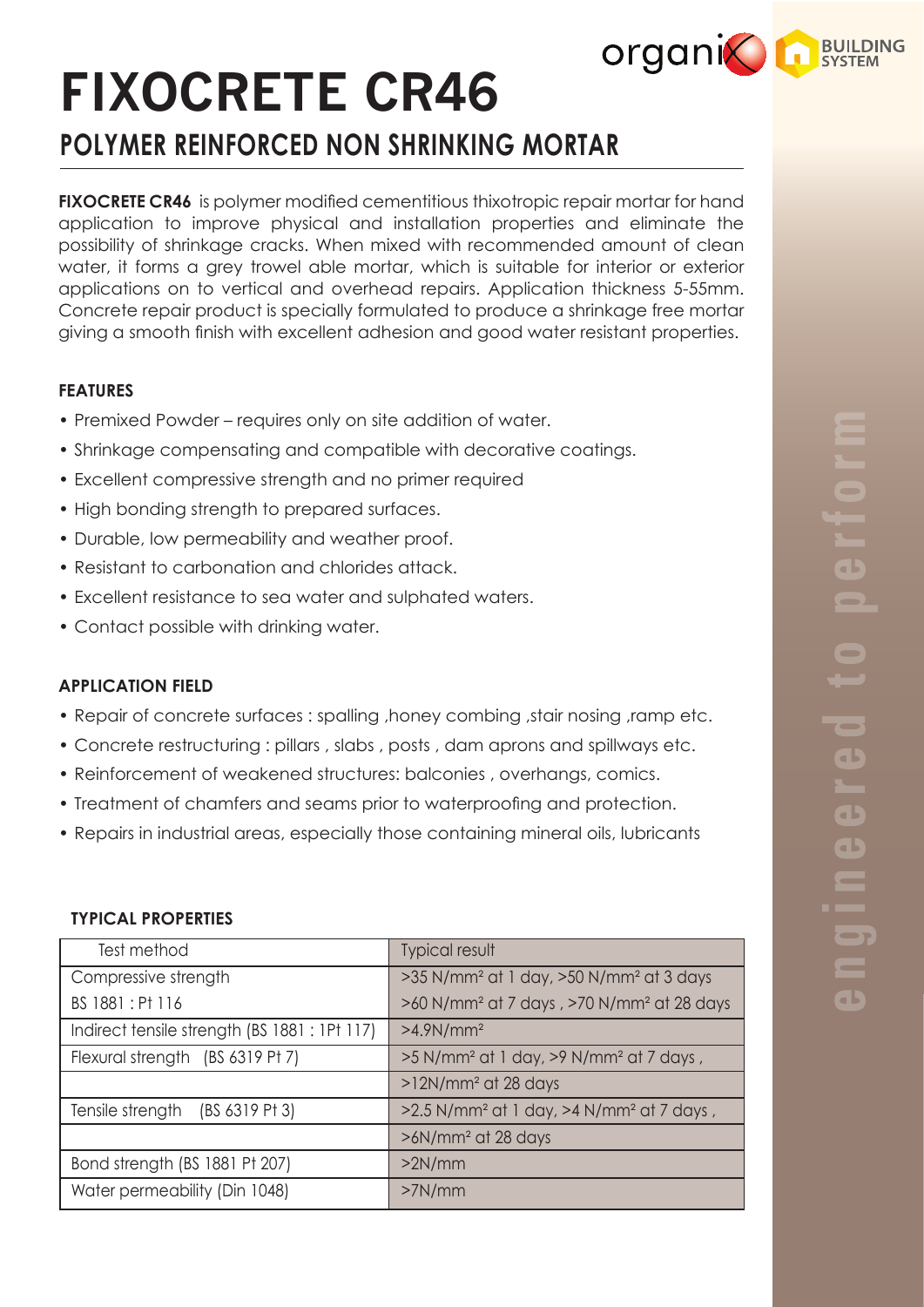# FIXOCRETE CR46

## POLYMER REINFORCED NON SHRINKING MORTAR

**FIXOCRETE CR46** is polymer modified cementitious thixotropic repair mortar for hand application to improve physical and installation properties and eliminate the possibility of shrinkage cracks. When mixed with recommended amount of clean water, it forms a grey trowel able mortar, which is suitable for interior or exterior applications on to vertical and overhead repairs. Application thickness 5-55mm. Concrete repair product is specially formulated to produce a shrinkage free mortar giving a smooth finish with excellent adhesion and good water resistant properties.

### FEATURES

- Premixed Powder – requires only on site addition of water.
- Shrinkage compensating and compatible with decorative coatings.
- Excellent compressive strength and no primer required
- High bonding strength to prepared surfaces.
- Durable, low permeability and weather proof.
- Resistant to carbonation and chlorides attack.
- Excellent resistance to sea water and sulphated waters.
- Contact possible with drinking water.

### APPLICATION FIELD

- Repair of concrete surfaces : spalling ,honey combing ,stair nosing ,ramp etc.
- Concrete restructuring : pillars , slabs , posts , dam aprons and spillways etc.
- Reinforcement of weakened structures: balconies , overhangs, comics.
- Treatment of chamfers and seams prior to waterproofing and protection.
- Repairs in industrial areas, especially those containing mineral oils, lubricants

### TYPICAL PROPERTIES

| Test method | Typical result |
|---|---|
| Compressive strength | >35 N/mm² at 1 day, >50 N/mm² at 3 days |
| BS 1881 : Pt 116 | >60 N/mm² at 7 days , >70 N/mm² at 28 days |
| Indirect tensile strength (BS 1881 : 1Pt 117) | >4.9N/mm² |
| Flexural strength (BS 6319 Pt 7) | >5 N/mm² at 1 day, >9 N/mm² at 7 days , |
| | >12N/mm² at 28 days |
| Tensile strength (BS 6319 Pt 3) | >2.5 N/mm² at 1 day, >4 N/mm² at 7 days , |
| | >6N/mm² at 28 days |
| Bond strength (BS 1881 Pt 207) | >2N/mm |
| Water permeability (Din 1048) | >7N/mm |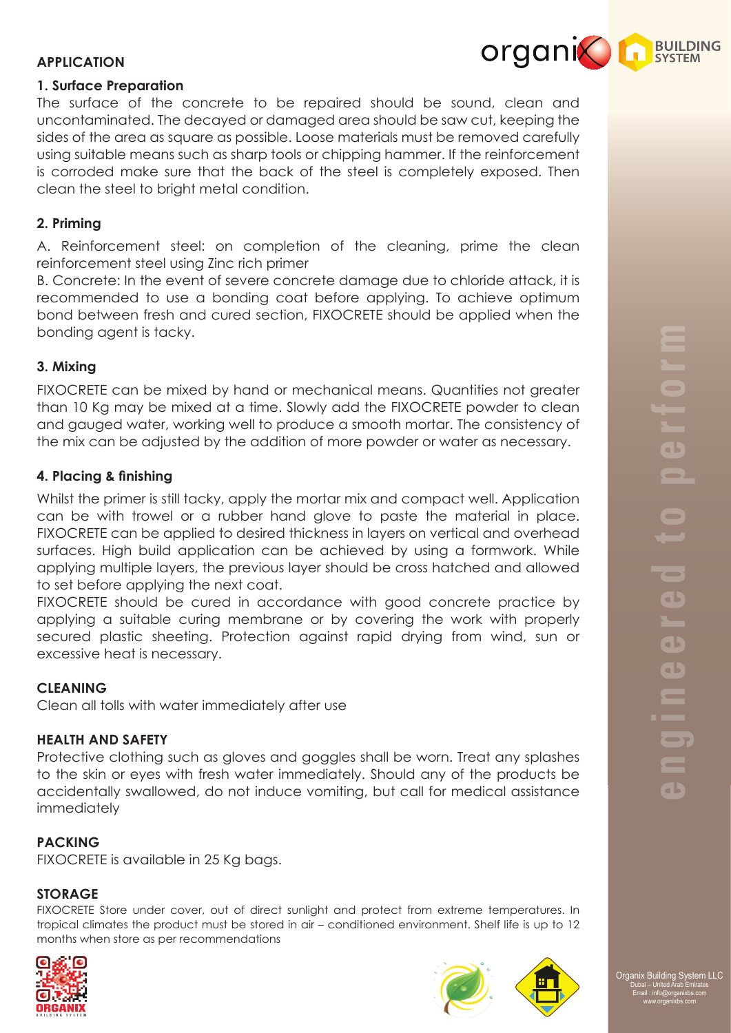## APPLICATION

### 1. Surface Preparation

The surface of the concrete to be repaired should be sound, clean and uncontaminated. The decayed or damaged area should be saw cut, keeping the sides of the area as square as possible. Loose materials must be removed carefully using suitable means such as sharp tools or chipping hammer. If the reinforcement is corroded make sure that the back of the steel is completely exposed. Then clean the steel to bright metal condition.

### 2. Priming

A. Reinforcement steel: on completion of the cleaning, prime the clean reinforcement steel using Zinc rich primer

B. Concrete: In the event of severe concrete damage due to chloride attack, it is recommended to use a bonding coat before applying. To achieve optimum bond between fresh and cured section, FIXOCRETE should be applied when the bonding agent is tacky.

### 3. Mixing

FIXOCRETE can be mixed by hand or mechanical means. Quantities not greater than 10 Kg may be mixed at a time. Slowly add the FIXOCRETE powder to clean and gauged water, working well to produce a smooth mortar. The consistency of the mix can be adjusted by the addition of more powder or water as necessary.

### 4. Placing & finishing

Whilst the primer is still tacky, apply the mortar mix and compact well. Application can be with trowel or a rubber hand glove to paste the material in place. FIXOCRETE can be applied to desired thickness in layers on vertical and overhead surfaces. High build application can be achieved by using a formwork. While applying multiple layers, the previous layer should be cross hatched and allowed to set before applying the next coat.

FIXOCRETE should be cured in accordance with good concrete practice by applying a suitable curing membrane or by covering the work with properly secured plastic sheeting. Protection against rapid drying from wind, sun or excessive heat is necessary.

## CLEANING

Clean all tolls with water immediately after use

## HEALTH AND SAFETY

Protective clothing such as gloves and goggles shall be worn. Treat any splashes to the skin or eyes with fresh water immediately. Should any of the products be accidentally swallowed, do not induce vomiting, but call for medical assistance immediately

## PACKING

FIXOCRETE is available in 25 Kg bags.

## STORAGE

FIXOCRETE Store under cover, out of direct sunlight and protect from extreme temperatures. In tropical climates the product must be stored in air – conditioned environment. Shelf life is up to 12 months when store as per recommendations

engineered to perform

Organix Building System LLC
Dubai – United Arab Emirates
Email : info@organixbs.com
www.organixbs.com